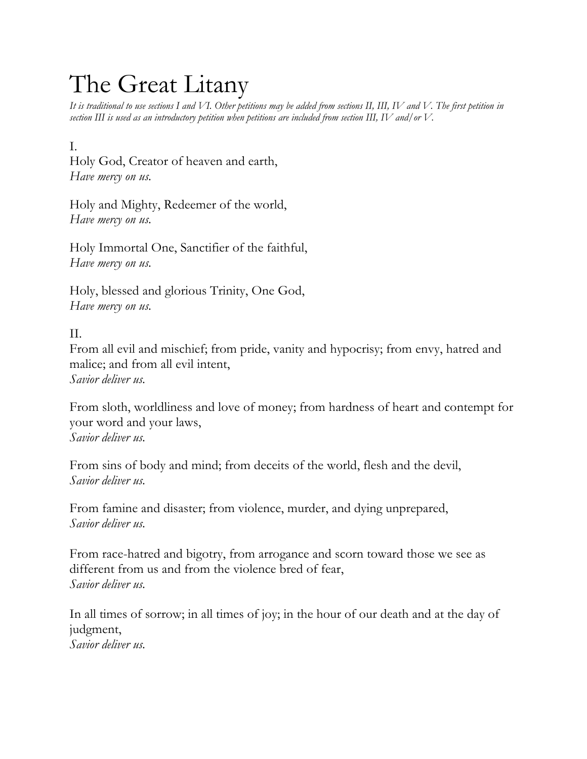# The Great Litany

*It is traditional to use sections I and VI. Other petitions may be added from sections II, III, IV and V. The first petition in section III is used as an introductory petition when petitions are included from section III, IV and/or V.*

I.

Holy God, Creator of heaven and earth,
*Have mercy on us.*

Holy and Mighty, Redeemer of the world,
*Have mercy on us.*

Holy Immortal One, Sanctifier of the faithful,
*Have mercy on us.*

Holy, blessed and glorious Trinity, One God,
*Have mercy on us.*

II.

From all evil and mischief; from pride, vanity and hypocrisy; from envy, hatred and malice; and from all evil intent,
*Savior deliver us.*

From sloth, worldliness and love of money; from hardness of heart and contempt for your word and your laws,
*Savior deliver us.*

From sins of body and mind; from deceits of the world, flesh and the devil,
*Savior deliver us.*

From famine and disaster; from violence, murder, and dying unprepared,
*Savior deliver us.*

From race-hatred and bigotry, from arrogance and scorn toward those we see as different from us and from the violence bred of fear,
*Savior deliver us.*

In all times of sorrow; in all times of joy; in the hour of our death and at the day of judgment,
*Savior deliver us.*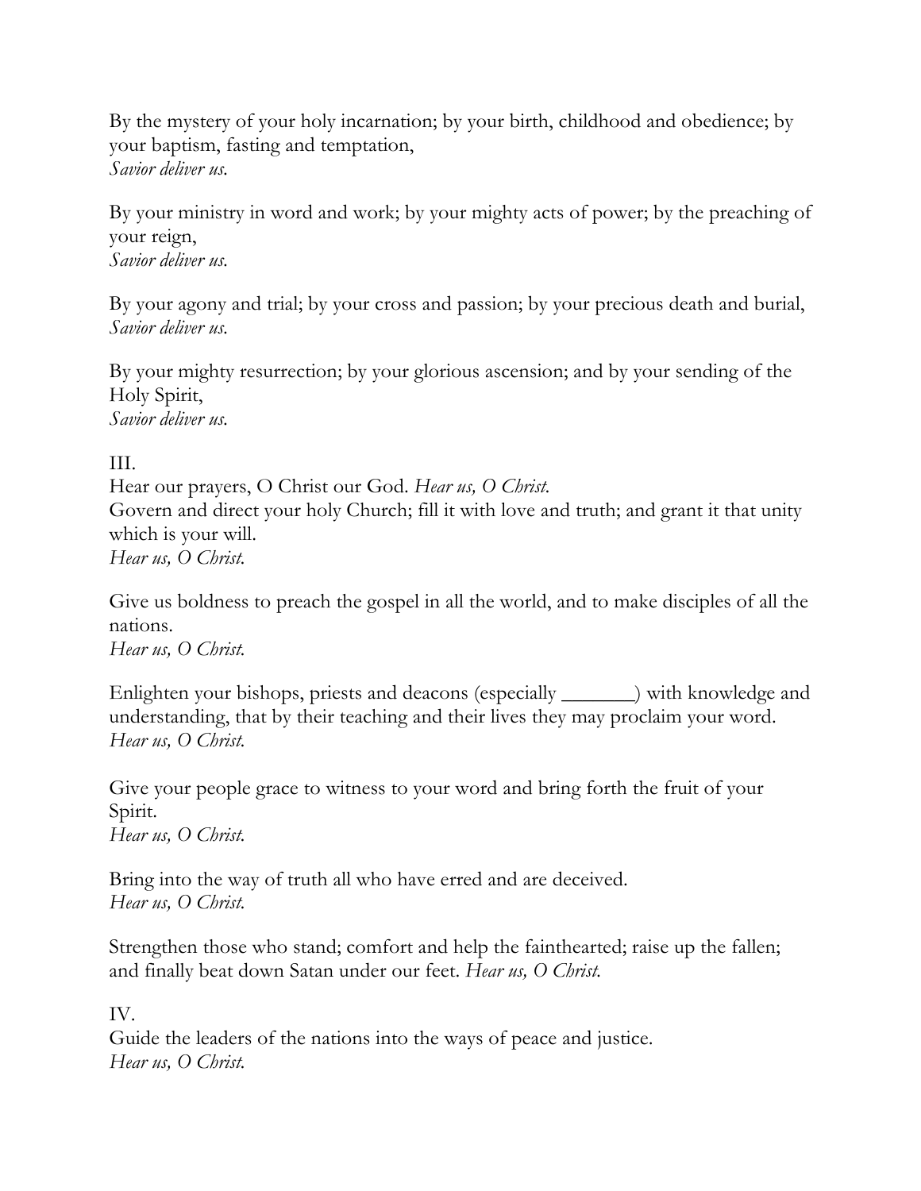By the mystery of your holy incarnation; by your birth, childhood and obedience; by your baptism, fasting and temptation,
*Savior deliver us.*

By your ministry in word and work; by your mighty acts of power; by the preaching of your reign,
*Savior deliver us.*

By your agony and trial; by your cross and passion; by your precious death and burial,
*Savior deliver us.*

By your mighty resurrection; by your glorious ascension; and by your sending of the Holy Spirit,
*Savior deliver us.*

III.
Hear our prayers, O Christ our God. *Hear us, O Christ.*
Govern and direct your holy Church; fill it with love and truth; and grant it that unity which is your will.
*Hear us, O Christ.*

Give us boldness to preach the gospel in all the world, and to make disciples of all the nations.
*Hear us, O Christ.*

Enlighten your bishops, priests and deacons (especially _______) with knowledge and understanding, that by their teaching and their lives they may proclaim your word.
*Hear us, O Christ.*

Give your people grace to witness to your word and bring forth the fruit of your Spirit.
*Hear us, O Christ.*

Bring into the way of truth all who have erred and are deceived.
*Hear us, O Christ.*

Strengthen those who stand; comfort and help the fainthearted; raise up the fallen; and finally beat down Satan under our feet. *Hear us, O Christ.*

IV.
Guide the leaders of the nations into the ways of peace and justice.
*Hear us, O Christ.*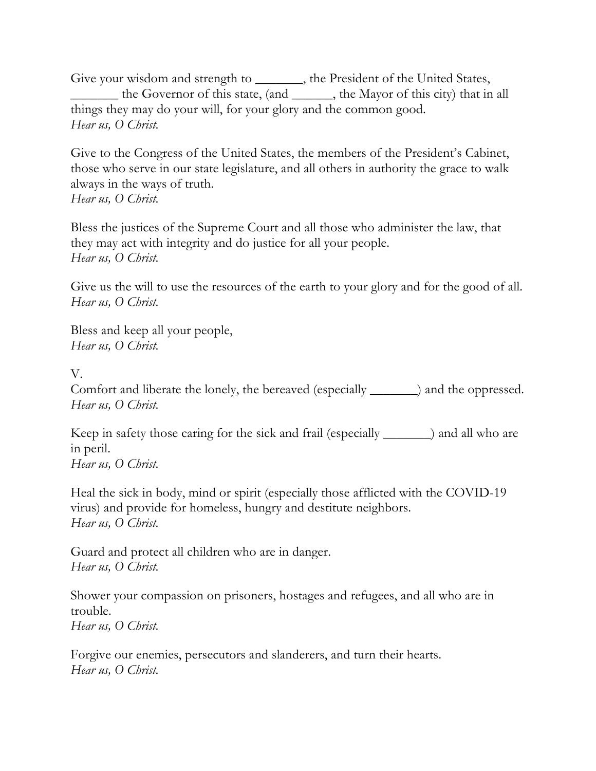Give your wisdom and strength to _______, the President of the United States, _______ the Governor of this state, (and ______, the Mayor of this city) that in all things they may do your will, for your glory and the common good.
*Hear us, O Christ.*

Give to the Congress of the United States, the members of the President's Cabinet, those who serve in our state legislature, and all others in authority the grace to walk always in the ways of truth.
*Hear us, O Christ.*

Bless the justices of the Supreme Court and all those who administer the law, that they may act with integrity and do justice for all your people.
*Hear us, O Christ.*

Give us the will to use the resources of the earth to your glory and for the good of all.
*Hear us, O Christ.*

Bless and keep all your people,
*Hear us, O Christ.*

V.
Comfort and liberate the lonely, the bereaved (especially _______) and the oppressed.
*Hear us, O Christ.*

Keep in safety those caring for the sick and frail (especially _______) and all who are in peril.
*Hear us, O Christ.*

Heal the sick in body, mind or spirit (especially those afflicted with the COVID-19 virus) and provide for homeless, hungry and destitute neighbors.
*Hear us, O Christ.*

Guard and protect all children who are in danger.
*Hear us, O Christ.*

Shower your compassion on prisoners, hostages and refugees, and all who are in trouble.
*Hear us, O Christ.*

Forgive our enemies, persecutors and slanderers, and turn their hearts.
*Hear us, O Christ.*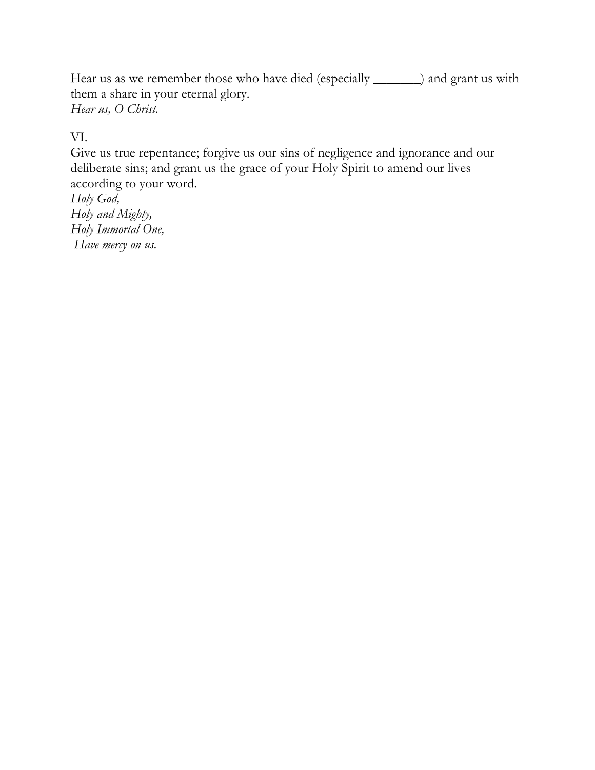Hear us as we remember those who have died (especially _______) and grant us with them a share in your eternal glory.
*Hear us, O Christ.*

VI.
Give us true repentance; forgive us our sins of negligence and ignorance and our deliberate sins; and grant us the grace of your Holy Spirit to amend our lives according to your word.
*Holy God,*
*Holy and Mighty,*
*Holy Immortal One,*
*Have mercy on us.*